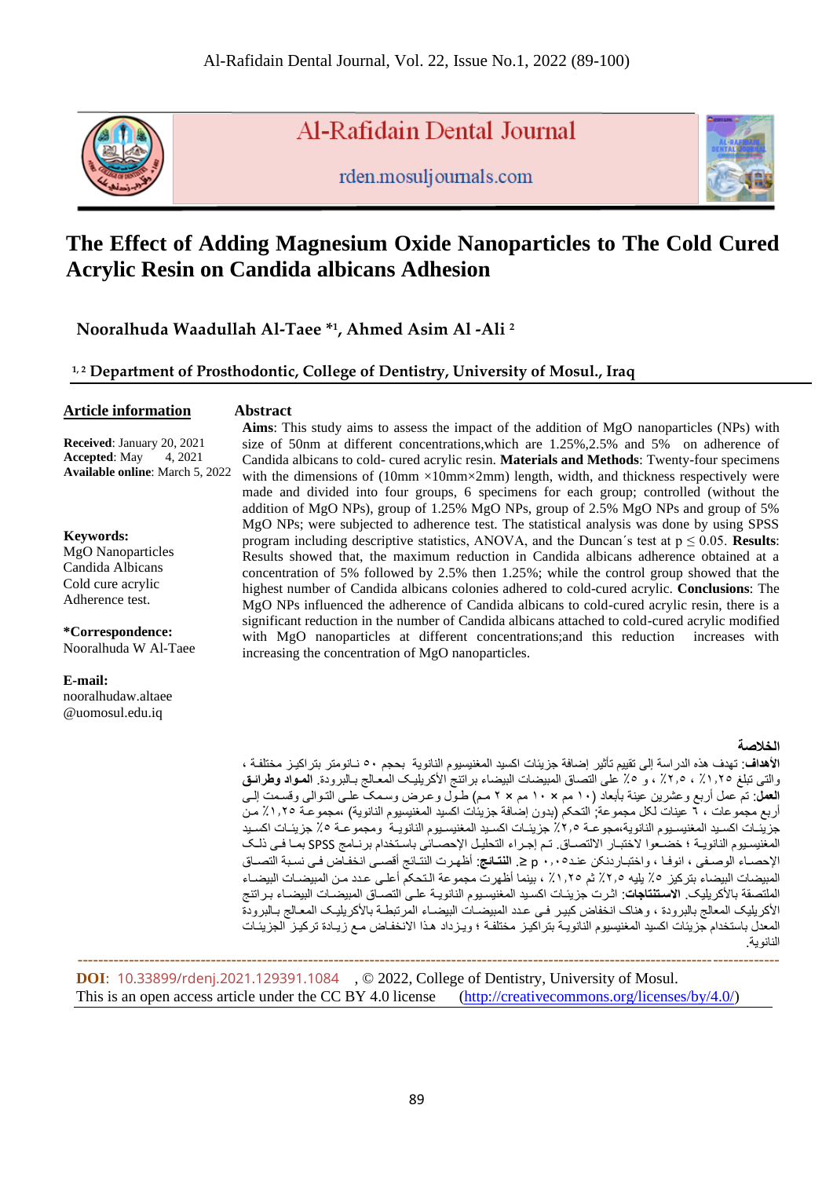# The Effect of Adding Magnesium Oxide Nanoparticles to The Cold Cured Acrylic Resin on Candida albicans Adhesion

**Nooralhuda Waadullah Al-Taee *[1], Ahmed Asim Al -Ali [2]**

**[1, 2] Department of Prosthodontic, College of Dentistry, University of Mosul., Iraq**

## Article information

**Received**: January 20, 2021
**Accepted**: May 4, 2021
**Available online**: March 5, 2022

**Keywords:**
MgO Nanoparticles
Candida Albicans
Cold cure acrylic
Adherence test.

***Correspondence:**
Nooralhuda W Al-Taee

**E-mail:**
nooralhudaw.altaee@uomosul.edu.iq

## Abstract

**Aims**: This study aims to assess the impact of the addition of MgO nanoparticles (NPs) with size of 50nm at different concentrations,which are 1.25%,2.5% and 5% on adherence of Candida albicans to cold- cured acrylic resin. **Materials and Methods**: Twenty-four specimens with the dimensions of (10mm ×10mm×2mm) length, width, and thickness respectively were made and divided into four groups, 6 specimens for each group; controlled (without the addition of MgO NPs), group of 1.25% MgO NPs, group of 2.5% MgO NPs and group of 5% MgO NPs; were subjected to adherence test. The statistical analysis was done by using SPSS program including descriptive statistics, ANOVA, and the Duncan´s test at $p \leq 0.05$. **Results**: Results showed that, the maximum reduction in Candida albicans adherence obtained at a concentration of 5% followed by 2.5% then 1.25%; while the control group showed that the highest number of Candida albicans colonies adhered to cold-cured acrylic. **Conclusions**: The MgO NPs influenced the adherence of Candida albicans to cold-cured acrylic resin, there is a significant reduction in the number of Candida albicans attached to cold-cured acrylic modified with MgO nanoparticles at different concentrations;and this reduction increases with increasing the concentration of MgO nanoparticles.

## الخلاصة

**الأهداف**: تهدف هذه الدراسة إلى تقييم تأثير إضافة جزيئات اكسيد المغنيسيوم النانوية بحجم ٥٠ نانومتر بتراكيز مختلفة ، والتي تبلغ ١,٢٥٪ ، ٢,٥٪ ، و ٥٪ على التصاق المبيضات البيضاء براتنج الأكريليك المعالج بالبرودة. **المواد وطرائق العمل**: تم عمل أربع وعشرين عينة بأبعاد (١٠ مم × ١٠ مم × ٢ مم) طول وعرض وسمك على التوالي وقسمت إلى أربع مجموعات ، ٦ عينات لكل مجموعة؛ التحكم (بدون إضافة جزيئات اكسيد المغنيسيوم النانوية) ،مجموعة ١,٢٥٪ من جزيئات اكسيد المغنيسيوم النانوية،مجموعة ٢,٥٪ جزيئات اكسيد المغنيسيوم النانوية ومجموعة ٥٪ جزيئات اكسيد المغنيسيوم النانوية ؛ خضعوا لاختبار الالتصاق. تم إجراء التحليل الإحصائي باستخدام برنامج SPSS بما في ذلك الإحصاء الوصفي ، انوفا ، واختباردنكن عند$p \leq 0.05$ . **النتائج**: أظهرت النتائج أقصى انخفاض في نسبة التصاق المبيضات البيضاء بتركيز ٥٪ يليه ٢,٥٪ ثم ١,٢٥٪ ، بينما أظهرت مجموعة التحكم أعلى عدد من المبيضات البيضاء الملتصقة بالأكريليك. **الاستنتاجات**: اثرت جزيئات اكسيد المغنيسيوم النانوية على التصاق المبيضات البيضاء براتنج الأكريليك المعالج بالبرودة ، وهناك انخفاض كبير في عدد المبيضات البيضاء المرتبطة بالأكريليك المعالج بالبرودة المعدل باستخدام جزيئات اكسيد المغنيسيوم النانوية بتراكيز مختلفة ؛ ويزداد هذا الانخفاض مع زيادة تركيز الجزيئات النانوية.

---

**DOI**: 10.33899/rdenj.2021.129391.1084 , © 2022, College of Dentistry, University of Mosul.
This is an open access article under the CC BY 4.0 license (http://creativecommons.org/licenses/by/4.0/)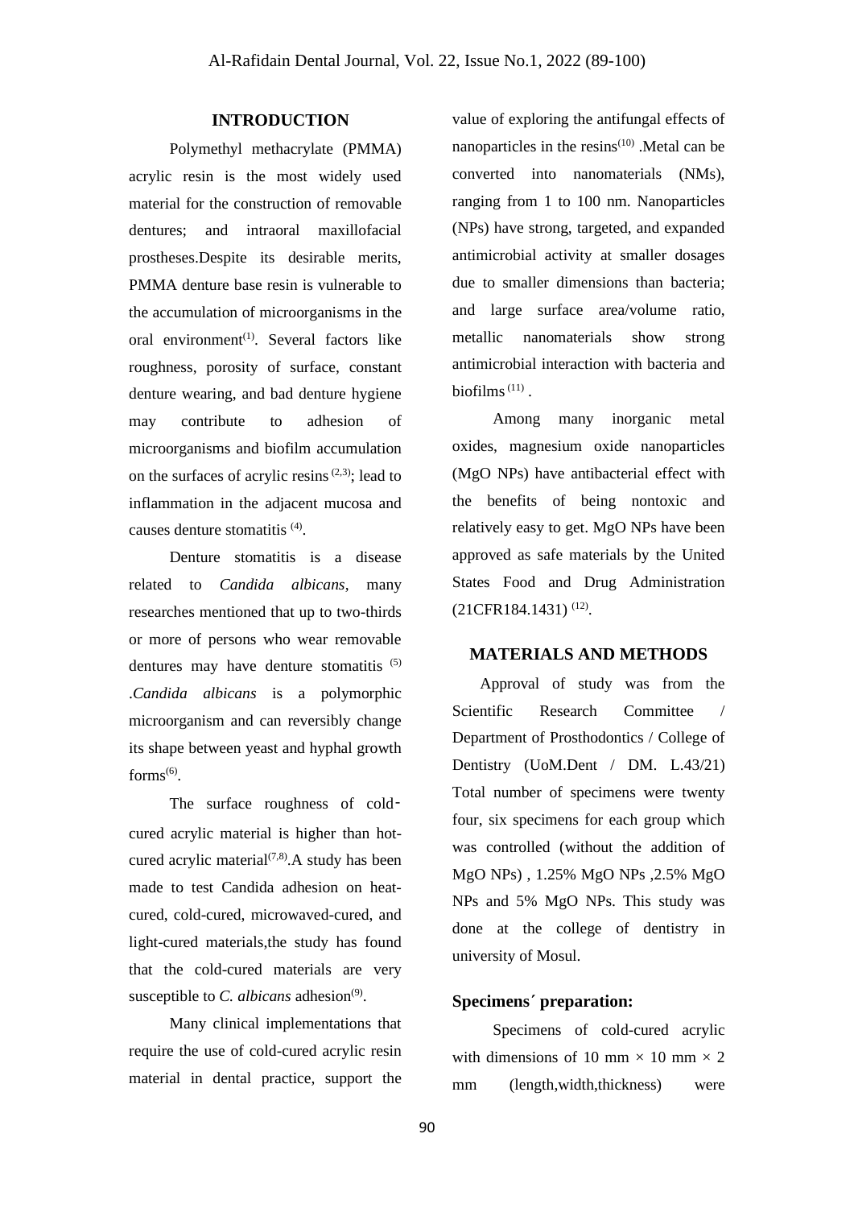## INTRODUCTION

Polymethyl methacrylate (PMMA) acrylic resin is the most widely used material for the construction of removable dentures; and intraoral maxillofacial prostheses.Despite its desirable merits, PMMA denture base resin is vulnerable to the accumulation of microorganisms in the oral environment[1]. Several factors like roughness, porosity of surface, constant denture wearing, and bad denture hygiene may contribute to adhesion of microorganisms and biofilm accumulation on the surfaces of acrylic resins [2,3]; lead to inflammation in the adjacent mucosa and causes denture stomatitis [4].

Denture stomatitis is a disease related to *Candida albicans*, many researches mentioned that up to two-thirds or more of persons who wear removable dentures may have denture stomatitis [5] .*Candida albicans* is a polymorphic microorganism and can reversibly change its shape between yeast and hyphal growth forms[6].

The surface roughness of cold-cured acrylic material is higher than hot-cured acrylic material[7,8].A study has been made to test Candida adhesion on heat-cured, cold-cured, microwaved-cured, and light-cured materials,the study has found that the cold-cured materials are very susceptible to *C. albicans* adhesion[9].

Many clinical implementations that require the use of cold-cured acrylic resin material in dental practice, support the value of exploring the antifungal effects of nanoparticles in the resins[10] .Metal can be converted into nanomaterials (NMs), ranging from 1 to 100 nm. Nanoparticles (NPs) have strong, targeted, and expanded antimicrobial activity at smaller dosages due to smaller dimensions than bacteria; and large surface area/volume ratio, metallic nanomaterials show strong antimicrobial interaction with bacteria and biofilms [11] .

Among many inorganic metal oxides, magnesium oxide nanoparticles (MgO NPs) have antibacterial effect with the benefits of being nontoxic and relatively easy to get. MgO NPs have been approved as safe materials by the United States Food and Drug Administration (21CFR184.1431) [12].

## MATERIALS AND METHODS

Approval of study was from the Scientific Research Committee / Department of Prosthodontics / College of Dentistry (UoM.Dent / DM. L.43/21) Total number of specimens were twenty four, six specimens for each group which was controlled (without the addition of MgO NPs) , 1.25% MgO NPs ,2.5% MgO NPs and 5% MgO NPs. This study was done at the college of dentistry in university of Mosul.

### Specimens´ preparation:

Specimens of cold-cured acrylic with dimensions of 10 mm × 10 mm × 2 mm (length,width,thickness) were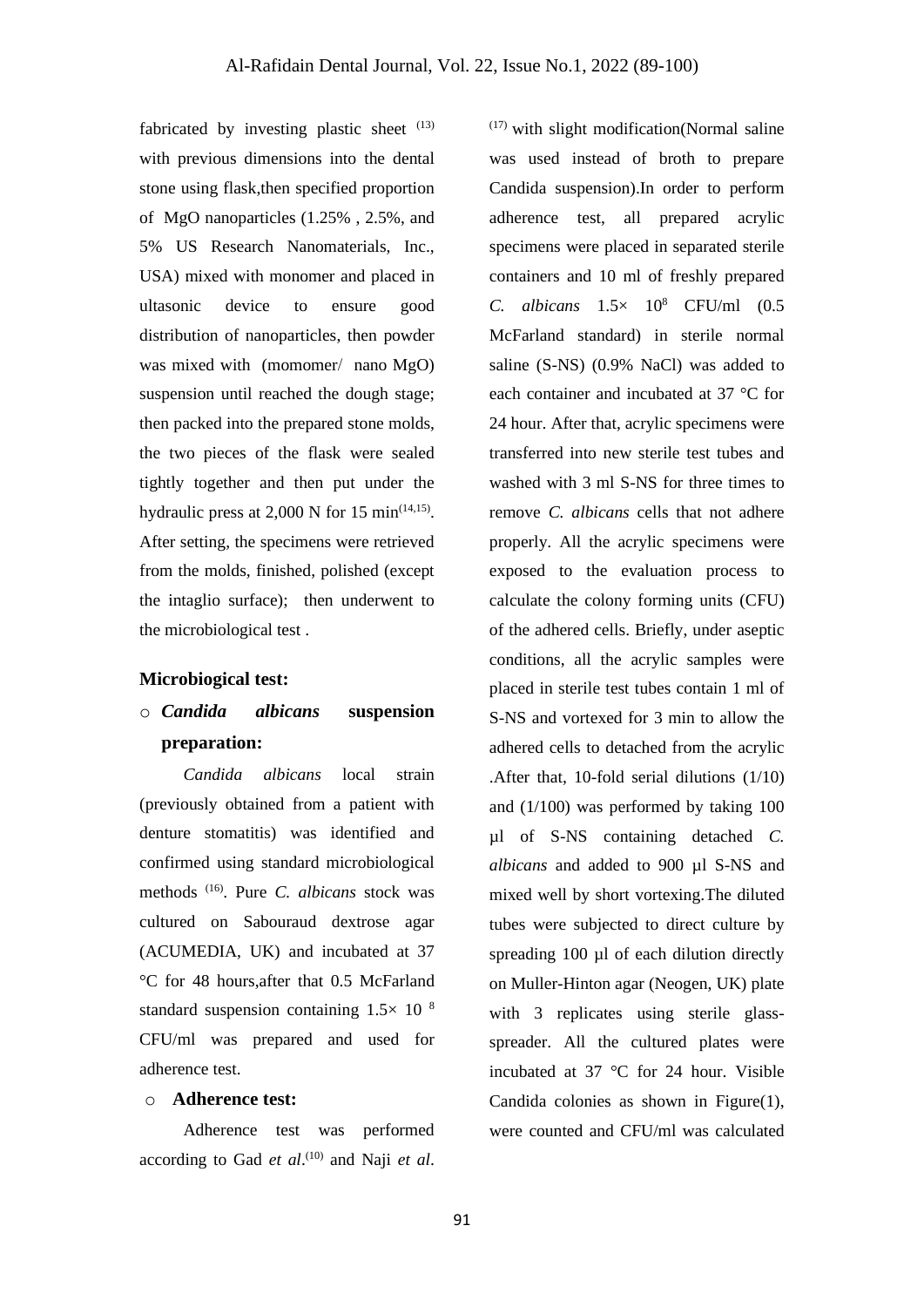fabricated by investing plastic sheet [13] with previous dimensions into the dental stone using flask,then specified proportion of MgO nanoparticles (1.25% , 2.5%, and 5% US Research Nanomaterials, Inc., USA) mixed with monomer and placed in ultasonic device to ensure good distribution of nanoparticles, then powder was mixed with (momomer/ nano MgO) suspension until reached the dough stage; then packed into the prepared stone molds, the two pieces of the flask were sealed tightly together and then put under the hydraulic press at 2,000 N for 15 min[14,15]. After setting, the specimens were retrieved from the molds, finished, polished (except the intaglio surface); then underwent to the microbiological test .

### Microbiogical test:

- ***Candida albicans* suspension preparation:**

*Candida albicans* local strain (previously obtained from a patient with denture stomatitis) was identified and confirmed using standard microbiological methods [16]. Pure *C. albicans* stock was cultured on Sabouraud dextrose agar (ACUMEDIA, UK) and incubated at 37 °C for 48 hours,after that 0.5 McFarland standard suspension containing $1.5\times 10^{8}$ CFU/ml was prepared and used for adherence test.

- **Adherence test:**

Adherence test was performed according to Gad *et al*.[10] and Naji *et al*.[17] with slight modification(Normal saline was used instead of broth to prepare Candida suspension).In order to perform adherence test, all prepared acrylic specimens were placed in separated sterile containers and 10 ml of freshly prepared *C. albicans* $1.5\times 10^{8}$ CFU/ml (0.5 McFarland standard) in sterile normal saline (S-NS) (0.9% NaCl) was added to each container and incubated at 37 °C for 24 hour. After that, acrylic specimens were transferred into new sterile test tubes and washed with 3 ml S-NS for three times to remove *C. albicans* cells that not adhere properly. All the acrylic specimens were exposed to the evaluation process to calculate the colony forming units (CFU) of the adhered cells. Briefly, under aseptic conditions, all the acrylic samples were placed in sterile test tubes contain 1 ml of S-NS and vortexed for 3 min to allow the adhered cells to detached from the acrylic .After that, 10-fold serial dilutions (1/10) and (1/100) was performed by taking 100 µl of S-NS containing detached *C. albicans* and added to 900 µl S-NS and mixed well by short vortexing.The diluted tubes were subjected to direct culture by spreading 100 µl of each dilution directly on Muller-Hinton agar (Neogen, UK) plate with 3 replicates using sterile glass-spreader. All the cultured plates were incubated at 37 °C for 24 hour. Visible Candida colonies as shown in Figure(1), were counted and CFU/ml was calculated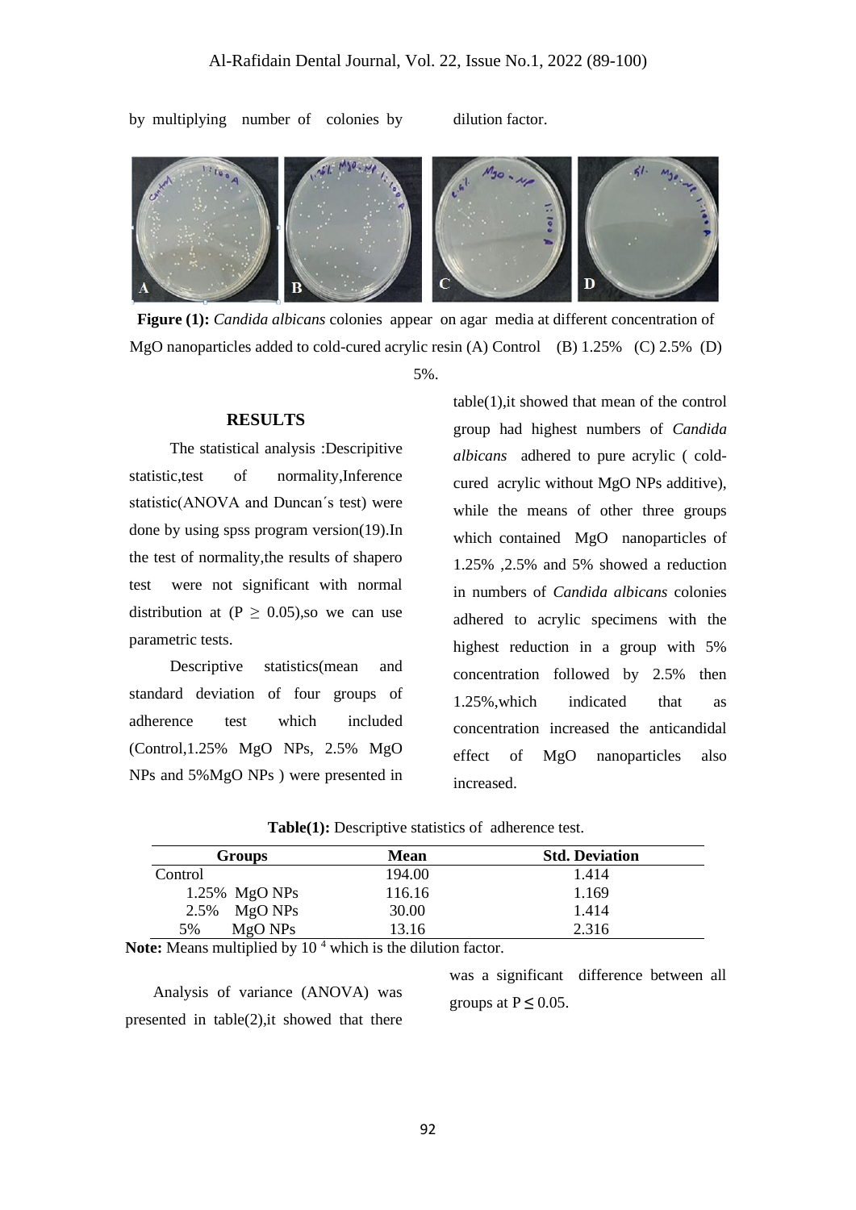by multiplying number of colonies by dilution factor.

**Figure (1):** *Candida albicans* colonies appear on agar media at different concentration of MgO nanoparticles added to cold-cured acrylic resin (A) Control (B) 1.25% (C) 2.5% (D) 5%.

## RESULTS

The statistical analysis :Descripitive statistic,test of normality,Inference statistic(ANOVA and Duncan´s test) were done by using spss program version(19).In the test of normality,the results of shapero test were not significant with normal distribution at ($P \geq 0.05$),so we can use parametric tests.

Descriptive statistics(mean and standard deviation of four groups of adherence test which included (Control,1.25% MgO NPs, 2.5% MgO NPs and 5%MgO NPs ) were presented in table(1),it showed that mean of the control group had highest numbers of *Candida albicans* adhered to pure acrylic ( cold-cured acrylic without MgO NPs additive), while the means of other three groups which contained MgO nanoparticles of 1.25% ,2.5% and 5% showed a reduction in numbers of *Candida albicans* colonies adhered to acrylic specimens with the highest reduction in a group with 5% concentration followed by 2.5% then 1.25%,which indicated that as concentration increased the anticandidal effect of MgO nanoparticles also increased.

**Table(1):** Descriptive statistics of adherence test.

| Groups | Mean | Std. Deviation |
|---|---|---|
| Control | 194.00 | 1.414 |
| 1.25% MgO NPs | 116.16 | 1.169 |
| 2.5% MgO NPs | 30.00 | 1.414 |
| 5% MgO NPs | 13.16 | 2.316 |

**Note:** Means multiplied by $10^{4}$ which is the dilution factor.

Analysis of variance (ANOVA) was presented in table(2),it showed that there was a significant difference between all groups at $P \leq 0.05$.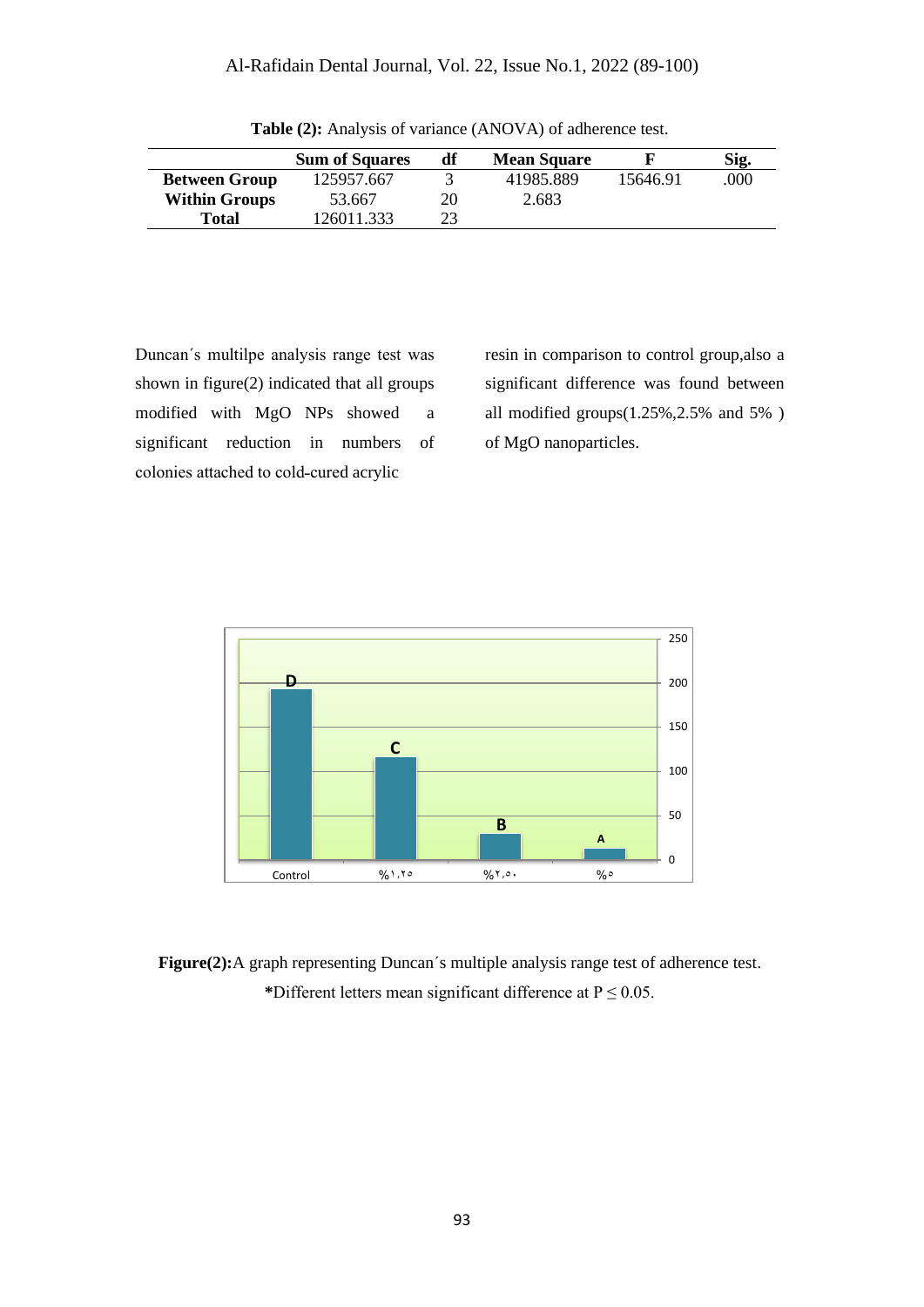**Table (2):** Analysis of variance (ANOVA) of adherence test.

| | Sum of Squares | df | Mean Square | F | Sig. |
|---|---|---|---|---|---|
| **Between Group** | 125957.667 | 3 | 41985.889 | 15646.91 | .000 |
| **Within Groups** | 53.667 | 20 | 2.683 | | |
| **Total** | 126011.333 | 23 | | | |

Duncan´s multilpe analysis range test was shown in figure(2) indicated that all groups modified with MgO NPs showed a significant reduction in numbers of colonies attached to cold-cured acrylic resin in comparison to control group,also a significant difference was found between all modified groups(1.25%,2.5% and 5% ) of MgO nanoparticles.

**Figure(2):**A graph representing Duncan´s multiple analysis range test of adherence test.

***Different letters mean significant difference at P ≤ 0.05.**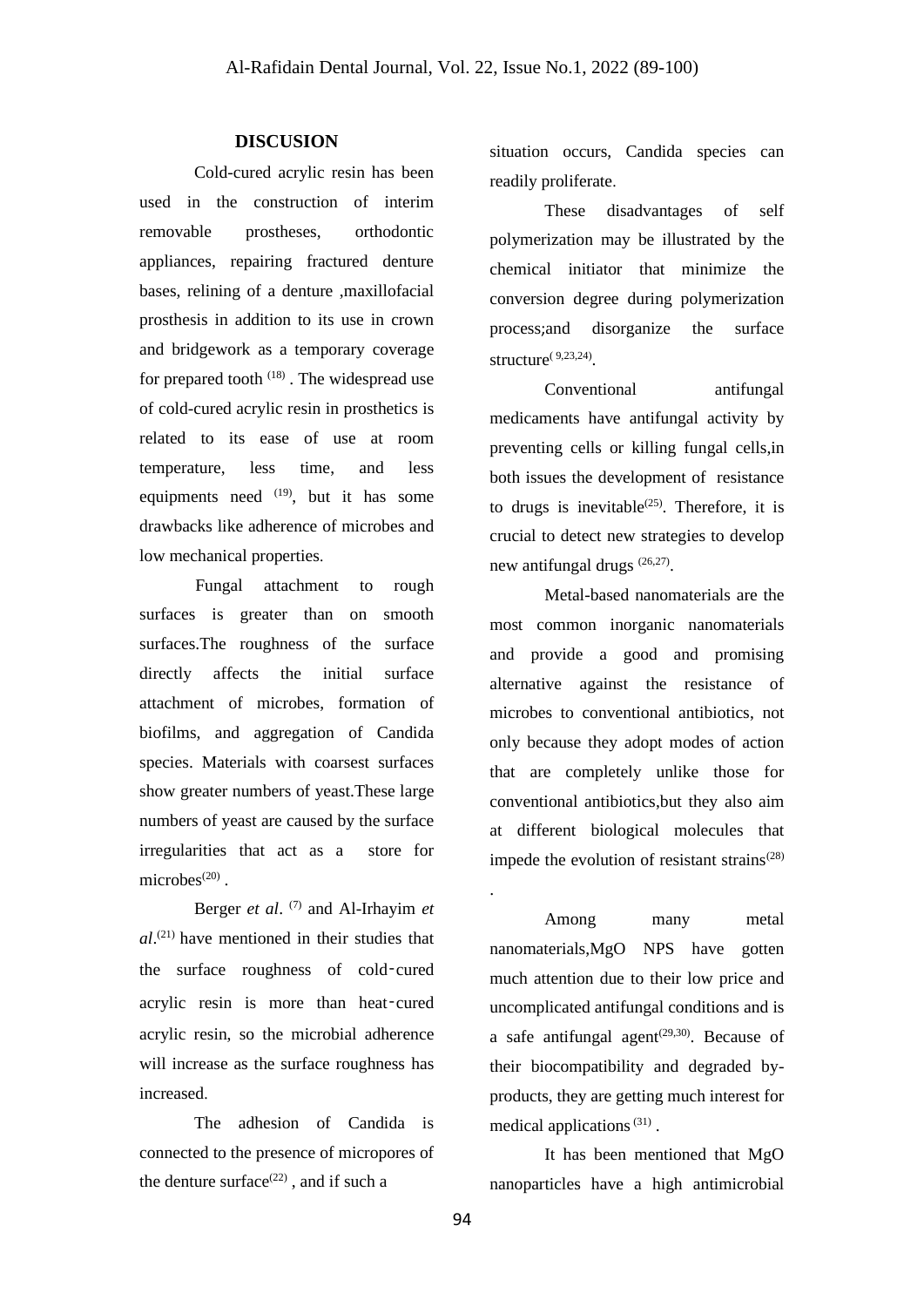## DISCUSION

Cold-cured acrylic resin has been used in the construction of interim removable prostheses, orthodontic appliances, repairing fractured denture bases, relining of a denture ,maxillofacial prosthesis in addition to its use in crown and bridgework as a temporary coverage for prepared tooth [18] . The widespread use of cold-cured acrylic resin in prosthetics is related to its ease of use at room temperature, less time, and less equipments need [19], but it has some drawbacks like adherence of microbes and low mechanical properties.

Fungal attachment to rough surfaces is greater than on smooth surfaces.The roughness of the surface directly affects the initial surface attachment of microbes, formation of biofilms, and aggregation of Candida species. Materials with coarsest surfaces show greater numbers of yeast.These large numbers of yeast are caused by the surface irregularities that act as a store for microbes[20] .

Berger *et al*. [7] and Al-Irhayim *et al*.[21] have mentioned in their studies that the surface roughness of cold-cured acrylic resin is more than heat-cured acrylic resin, so the microbial adherence will increase as the surface roughness has increased.

The adhesion of Candida is connected to the presence of micropores of the denture surface[22] , and if such a situation occurs, Candida species can readily proliferate.

These disadvantages of self polymerization may be illustrated by the chemical initiator that minimize the conversion degree during polymerization process;and disorganize the surface structure[9,23,24].

Conventional antifungal medicaments have antifungal activity by preventing cells or killing fungal cells,in both issues the development of resistance to drugs is inevitable[25]. Therefore, it is crucial to detect new strategies to develop new antifungal drugs [26,27].

Metal-based nanomaterials are the most common inorganic nanomaterials and provide a good and promising alternative against the resistance of microbes to conventional antibiotics, not only because they adopt modes of action that are completely unlike those for conventional antibiotics,but they also aim at different biological molecules that impede the evolution of resistant strains[28] .

Among many metal nanomaterials,MgO NPS have gotten much attention due to their low price and uncomplicated antifungal conditions and is a safe antifungal agent[29,30]. Because of their biocompatibility and degraded by-products, they are getting much interest for medical applications [31] .

It has been mentioned that MgO nanoparticles have a high antimicrobial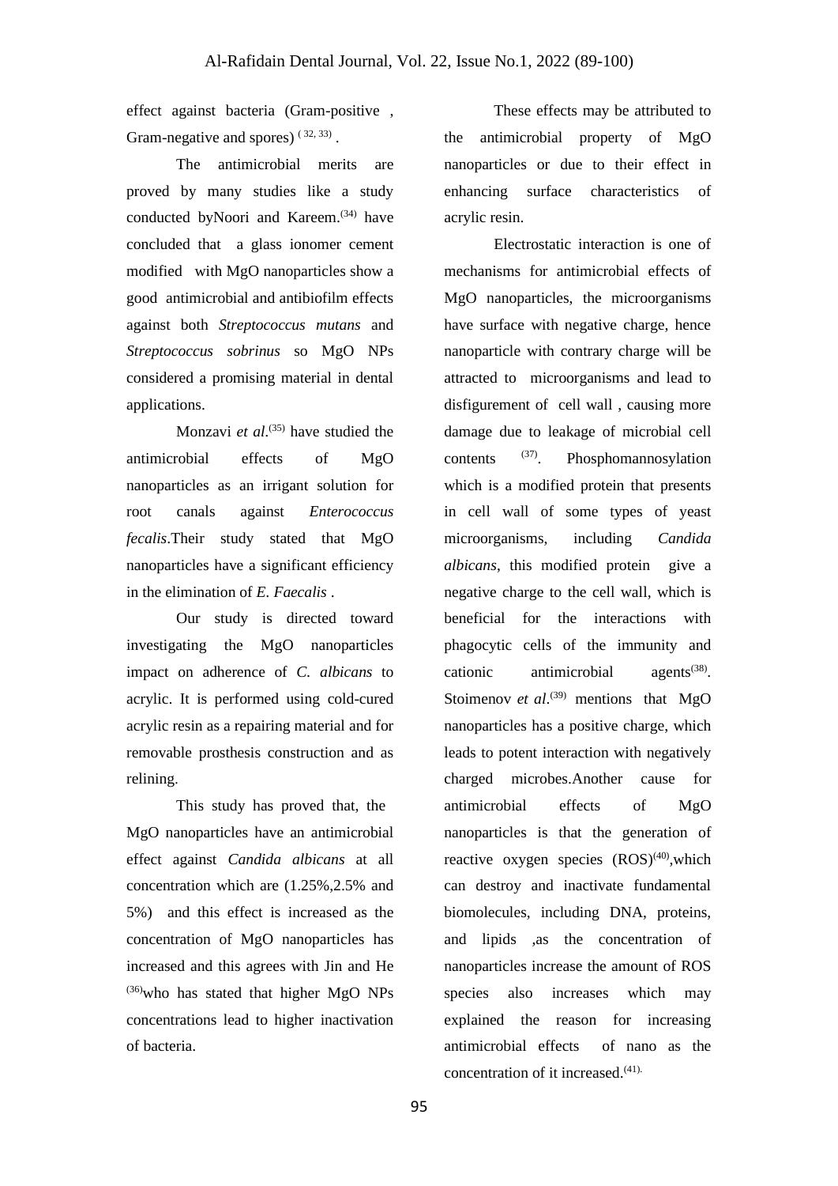effect against bacteria (Gram-positive , Gram-negative and spores) [32, 33] .

The antimicrobial merits are proved by many studies like a study conducted byNoori and Kareem.[34] have concluded that a glass ionomer cement modified with MgO nanoparticles show a good antimicrobial and antibiofilm effects against both *Streptococcus mutans* and *Streptococcus sobrinus* so MgO NPs considered a promising material in dental applications.

Monzavi *et al*.[35] have studied the antimicrobial effects of MgO nanoparticles as an irrigant solution for root canals against *Enterococcus fecalis*.Their study stated that MgO nanoparticles have a significant efficiency in the elimination of *E. Faecalis* .

Our study is directed toward investigating the MgO nanoparticles impact on adherence of *C. albicans* to acrylic. It is performed using cold-cured acrylic resin as a repairing material and for removable prosthesis construction and as relining.

This study has proved that, the MgO nanoparticles have an antimicrobial effect against *Candida albicans* at all concentration which are (1.25%,2.5% and 5%) and this effect is increased as the concentration of MgO nanoparticles has increased and this agrees with Jin and He [36]who has stated that higher MgO NPs concentrations lead to higher inactivation of bacteria.

These effects may be attributed to the antimicrobial property of MgO nanoparticles or due to their effect in enhancing surface characteristics of acrylic resin.

Electrostatic interaction is one of mechanisms for antimicrobial effects of MgO nanoparticles, the microorganisms have surface with negative charge, hence nanoparticle with contrary charge will be attracted to microorganisms and lead to disfigurement of cell wall , causing more damage due to leakage of microbial cell contents [37]. Phosphomannosylation which is a modified protein that presents in cell wall of some types of yeast microorganisms, including *Candida albicans*, this modified protein give a negative charge to the cell wall, which is beneficial for the interactions with phagocytic cells of the immunity and cationic antimicrobial agents[38]. Stoimenov *et al*.[39] mentions that MgO nanoparticles has a positive charge, which leads to potent interaction with negatively charged microbes.Another cause for antimicrobial effects of MgO nanoparticles is that the generation of reactive oxygen species (ROS)[40],which can destroy and inactivate fundamental biomolecules, including DNA, proteins, and lipids ,as the concentration of nanoparticles increase the amount of ROS species also increases which may explained the reason for increasing antimicrobial effects of nano as the concentration of it increased.[41].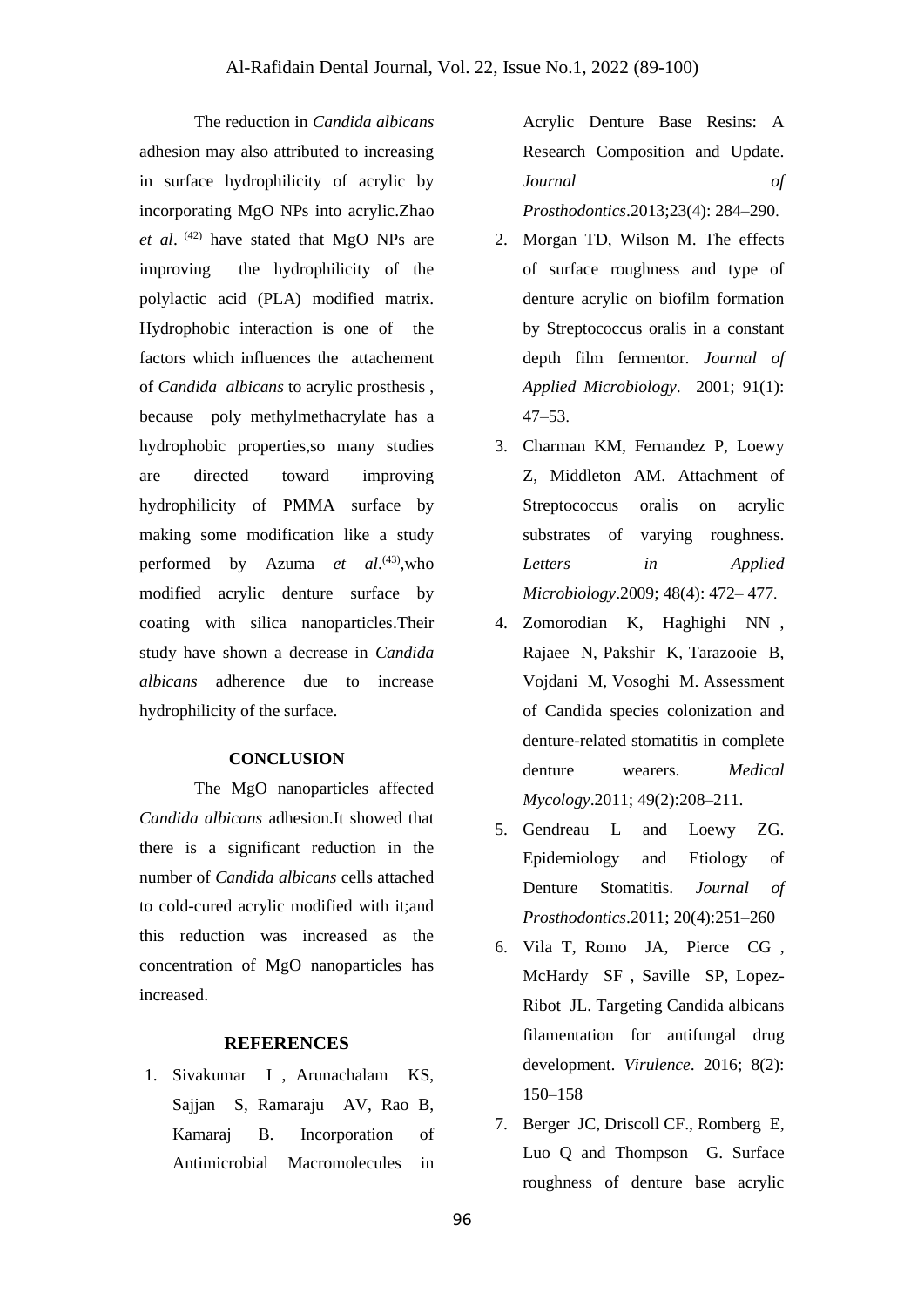The reduction in *Candida albicans* adhesion may also attributed to increasing in surface hydrophilicity of acrylic by incorporating MgO NPs into acrylic.Zhao *et al*. [42] have stated that MgO NPs are improving the hydrophilicity of the polylactic acid (PLA) modified matrix. Hydrophobic interaction is one of the factors which influences the attachement of *Candida albicans* to acrylic prosthesis , because poly methylmethacrylate has a hydrophobic properties,so many studies are directed toward improving hydrophilicity of PMMA surface by making some modification like a study performed by Azuma *et al*.[43],who modified acrylic denture surface by coating with silica nanoparticles.Their study have shown a decrease in *Candida albicans* adherence due to increase hydrophilicity of the surface.

## CONCLUSION

The MgO nanoparticles affected *Candida albicans* adhesion.It showed that there is a significant reduction in the number of *Candida albicans* cells attached to cold-cured acrylic modified with it;and this reduction was increased as the concentration of MgO nanoparticles has increased.

## REFERENCES

1. Sivakumar I , Arunachalam KS, Sajjan S, Ramaraju AV, Rao B, Kamaraj B. Incorporation of Antimicrobial Macromolecules in Acrylic Denture Base Resins: A Research Composition and Update. *Journal of Prosthodontics*.2013;23(4): 284–290.
2. Morgan TD, Wilson M. The effects of surface roughness and type of denture acrylic on biofilm formation by Streptococcus oralis in a constant depth film fermentor. *Journal of Applied Microbiology*. 2001; 91(1): 47–53.
3. Charman KM, Fernandez P, Loewy Z, Middleton AM. Attachment of Streptococcus oralis on acrylic substrates of varying roughness. *Letters in Applied Microbiology*.2009; 48(4): 472– 477.
4. Zomorodian K, Haghighi NN , Rajaee N, Pakshir K, Tarazooie B, Vojdani M, Vosoghi M. Assessment of Candida species colonization and denture-related stomatitis in complete denture wearers. *Medical Mycology*.2011; 49(2):208–211.
5. Gendreau L and Loewy ZG. Epidemiology and Etiology of Denture Stomatitis. *Journal of Prosthodontics*.2011; 20(4):251–260
6. Vila T, Romo JA, Pierce CG , McHardy SF , Saville SP, Lopez-Ribot JL. Targeting Candida albicans filamentation for antifungal drug development. *Virulence*. 2016; 8(2): 150–158
7. Berger JC, Driscoll CF., Romberg E, Luo Q and Thompson G. Surface roughness of denture base acrylic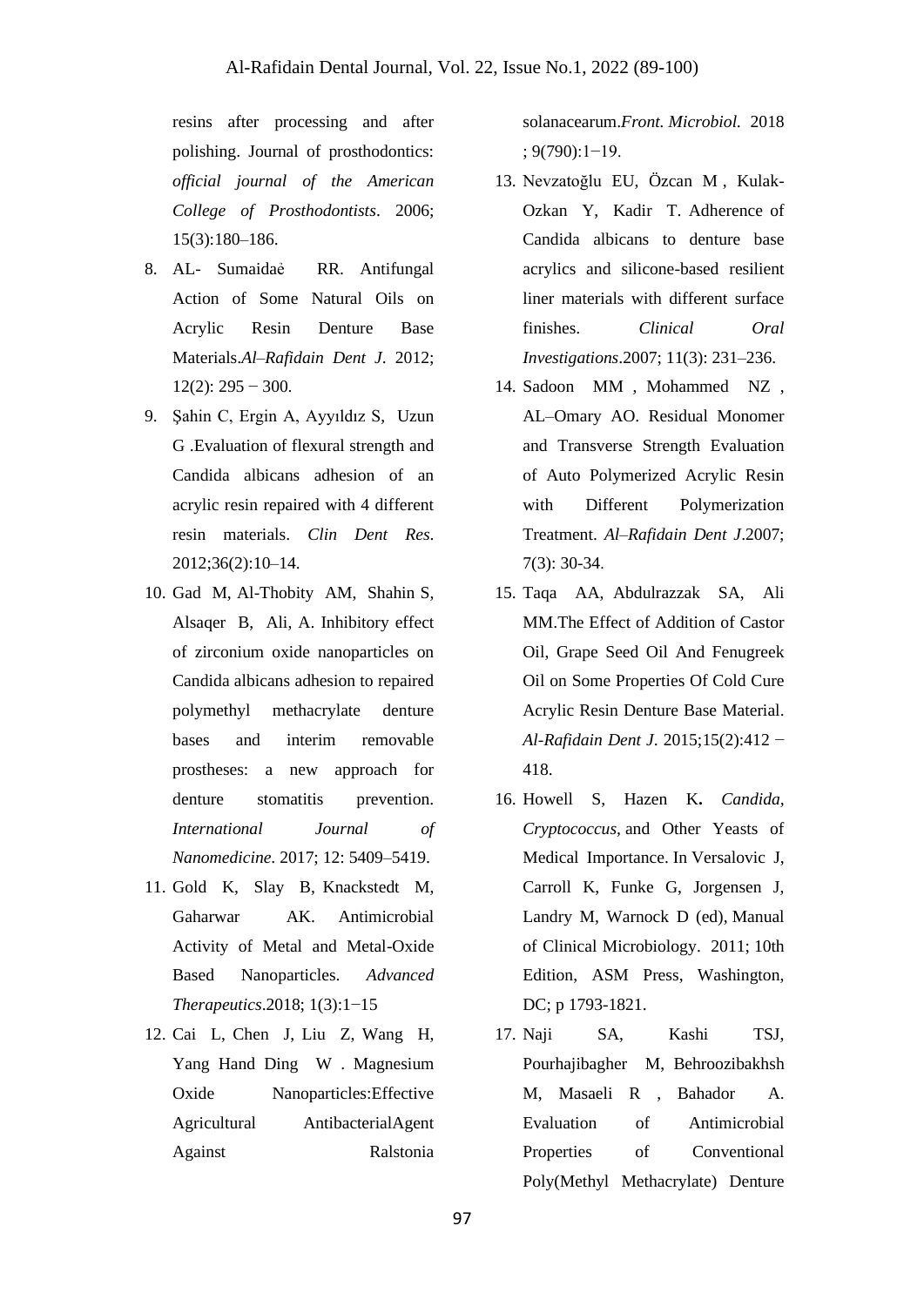resins after processing and after polishing. Journal of prosthodontics: *official journal of the American College of Prosthodontists*. 2006; 15(3):180–186.

8. AL- Sumaidaė RR. Antifungal Action of Some Natural Oils on Acrylic Resin Denture Base Materials.*Al–Rafidain Dent J*. 2012; 12(2): 295 − 300.
9. Şahin C, Ergin A, Ayyıldız S, Uzun G .Evaluation of flexural strength and Candida albicans adhesion of an acrylic resin repaired with 4 different resin materials. *Clin Dent Res*. 2012;36(2):10–14.
10. Gad M, Al-Thobity AM, Shahin S, Alsaqer B, Ali, A. Inhibitory effect of zirconium oxide nanoparticles on Candida albicans adhesion to repaired polymethyl methacrylate denture bases and interim removable prostheses: a new approach for denture stomatitis prevention. *International Journal of Nanomedicine*. 2017; 12: 5409–5419.
11. Gold K, Slay B, Knackstedt M, Gaharwar AK. Antimicrobial Activity of Metal and Metal-Oxide Based Nanoparticles. *Advanced Therapeutics*.2018; 1(3):1−15
12. Cai L, Chen J, Liu Z, Wang H, Yang Hand Ding W . Magnesium Oxide Nanoparticles:Effective Agricultural AntibacterialAgent Against Ralstonia solanacearum.*Front. Microbiol.* 2018 ; 9(790):1−19.
13. Nevzatoğlu EU, Özcan M , Kulak-Ozkan Y, Kadir T. Adherence of Candida albicans to denture base acrylics and silicone-based resilient liner materials with different surface finishes. *Clinical Oral Investigations*.2007; 11(3): 231–236.
14. Sadoon MM , Mohammed NZ , AL–Omary AO. Residual Monomer and Transverse Strength Evaluation of Auto Polymerized Acrylic Resin with Different Polymerization Treatment. *Al–Rafidain Dent J*.2007; 7(3): 30-34.
15. Taqa AA, Abdulrazzak SA, Ali MM.The Effect of Addition of Castor Oil, Grape Seed Oil And Fenugreek Oil on Some Properties Of Cold Cure Acrylic Resin Denture Base Material. *Al-Rafidain Dent J*. 2015;15(2):412 − 418.
16. Howell S, Hazen K**.** *Candida, Cryptococcus,* and Other Yeasts of Medical Importance. In Versalovic J, Carroll K, Funke G, Jorgensen J, Landry M, Warnock D (ed), Manual of Clinical Microbiology. 2011; 10th Edition, ASM Press, Washington, DC; p 1793-1821.
17. Naji SA, Kashi TSJ, Pourhajibagher M, Behroozibakhsh M, Masaeli R , Bahador A. Evaluation of Antimicrobial Properties of Conventional Poly(Methyl Methacrylate) Denture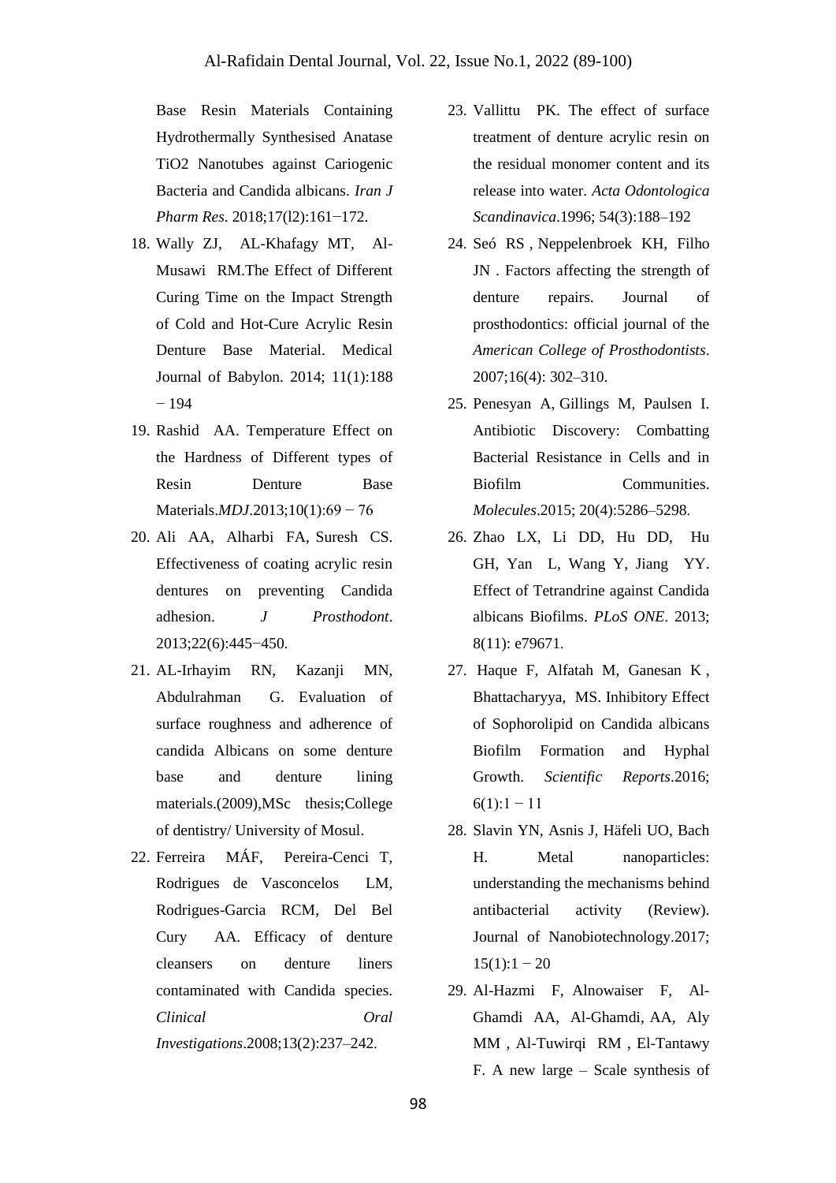Base Resin Materials Containing Hydrothermally Synthesised Anatase TiO2 Nanotubes against Cariogenic Bacteria and Candida albicans. *Iran J Pharm Res*. 2018;17(l2):161−172.

18. Wally ZJ, AL-Khafagy MT, Al-Musawi RM.The Effect of Different Curing Time on the Impact Strength of Cold and Hot-Cure Acrylic Resin Denture Base Material. Medical Journal of Babylon. 2014; 11(1):188 − 194
19. Rashid AA. Temperature Effect on the Hardness of Different types of Resin Denture Base Materials.*MDJ*.2013;10(1):69 − 76
20. Ali AA, Alharbi FA, Suresh CS. Effectiveness of coating acrylic resin dentures on preventing Candida adhesion. *J Prosthodont*. 2013;22(6):445−450.
21. AL-Irhayim RN, Kazanji MN, Abdulrahman G. Evaluation of surface roughness and adherence of candida Albicans on some denture base and denture lining materials.(2009),MSc thesis;College of dentistry/ University of Mosul.
22. Ferreira MÁF, Pereira-Cenci T, Rodrigues de Vasconcelos LM, Rodrigues-Garcia RCM, Del Bel Cury AA. Efficacy of denture cleansers on denture liners contaminated with Candida species. *Clinical Oral Investigations*.2008;13(2):237–242.
23. Vallittu PK. The effect of surface treatment of denture acrylic resin on the residual monomer content and its release into water. *Acta Odontologica Scandinavica*.1996; 54(3):188–192
24. Seó RS , Neppelenbroek KH, Filho JN . Factors affecting the strength of denture repairs. Journal of prosthodontics: official journal of the *American College of Prosthodontists*. 2007;16(4): 302–310.
25. Penesyan A, Gillings M, Paulsen I. Antibiotic Discovery: Combatting Bacterial Resistance in Cells and in Biofilm Communities. *Molecules*.2015; 20(4):5286–5298.
26. Zhao LX, Li DD, Hu DD, Hu GH, Yan L, Wang Y, Jiang YY. Effect of Tetrandrine against Candida albicans Biofilms. *PLoS ONE*. 2013; 8(11): e79671.
27. Haque F, Alfatah M, Ganesan K , Bhattacharyya, MS. Inhibitory Effect of Sophorolipid on Candida albicans Biofilm Formation and Hyphal Growth. *Scientific Reports*.2016; 6(1):1 − 11
28. Slavin YN, Asnis J, Häfeli UO, Bach H. Metal nanoparticles: understanding the mechanisms behind antibacterial activity (Review). Journal of Nanobiotechnology.2017; 15(1):1 − 20
29. Al-Hazmi F, Alnowaiser F, Al-Ghamdi AA, Al-Ghamdi, AA, Aly MM , Al-Tuwirqi RM , El-Tantawy F. A new large – Scale synthesis of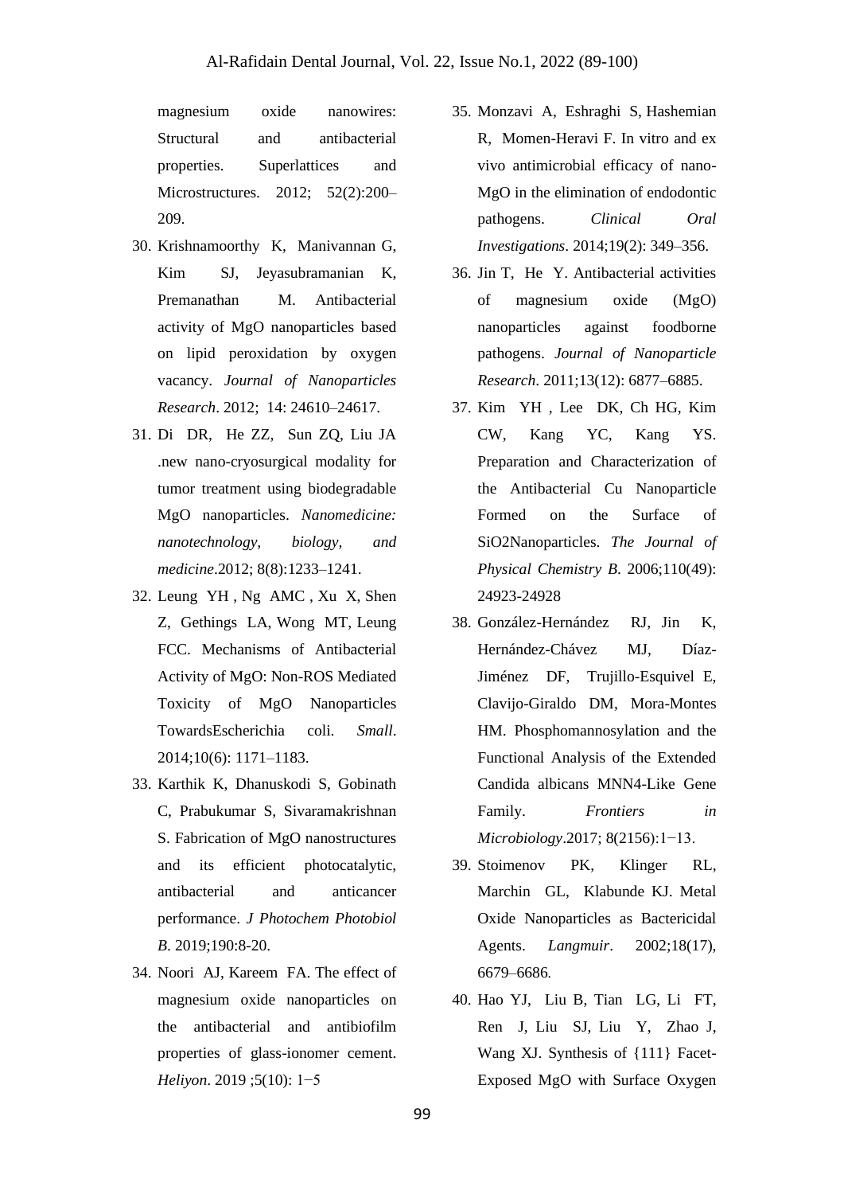magnesium oxide nanowires: Structural and antibacterial properties. Superlattices and Microstructures. 2012; 52(2):200–209.

30. Krishnamoorthy K, Manivannan G, Kim SJ, Jeyasubramanian K, Premanathan M. Antibacterial activity of MgO nanoparticles based on lipid peroxidation by oxygen vacancy. *Journal of Nanoparticles Research*. 2012; 14: 24610–24617.
31. Di DR, He ZZ, Sun ZQ, Liu JA .new nano-cryosurgical modality for tumor treatment using biodegradable MgO nanoparticles. *Nanomedicine: nanotechnology, biology, and medicine*.2012; 8(8):1233–1241.
32. Leung YH , Ng AMC , Xu X, Shen Z, Gethings LA, Wong MT, Leung FCC. Mechanisms of Antibacterial Activity of MgO: Non-ROS Mediated Toxicity of MgO Nanoparticles TowardsEscherichia coli. *Small*. 2014;10(6): 1171–1183.
33. Karthik K, Dhanuskodi S, Gobinath C, Prabukumar S, Sivaramakrishnan S. Fabrication of MgO nanostructures and its efficient photocatalytic, antibacterial and anticancer performance. *J Photochem Photobiol B*. 2019;190:8-20.
34. Noori AJ, Kareem FA. The effect of magnesium oxide nanoparticles on the antibacterial and antibiofilm properties of glass-ionomer cement. *Heliyon*. 2019 ;5(10): 1−5
35. Monzavi A, Eshraghi S, Hashemian R, Momen-Heravi F. In vitro and ex vivo antimicrobial efficacy of nano-MgO in the elimination of endodontic pathogens. *Clinical Oral Investigations*. 2014;19(2): 349–356.
36. Jin T, He Y. Antibacterial activities of magnesium oxide (MgO) nanoparticles against foodborne pathogens. *Journal of Nanoparticle Research*. 2011;13(12): 6877–6885.
37. Kim YH , Lee DK, Ch HG, Kim CW, Kang YC, Kang YS. Preparation and Characterization of the Antibacterial Cu Nanoparticle Formed on the Surface of SiO2Nanoparticles. *The Journal of Physical Chemistry B*. 2006;110(49): 24923-24928
38. González-Hernández RJ, Jin K, Hernández-Chávez MJ, Díaz-Jiménez DF, Trujillo-Esquivel E, Clavijo-Giraldo DM, Mora-Montes HM. Phosphomannosylation and the Functional Analysis of the Extended Candida albicans MNN4-Like Gene Family. *Frontiers in Microbiology*.2017; 8(2156):1−13.
39. Stoimenov PK, Klinger RL, Marchin GL, Klabunde KJ. Metal Oxide Nanoparticles as Bactericidal Agents. *Langmuir*. 2002;18(17), 6679–6686.
40. Hao YJ, Liu B, Tian LG, Li FT, Ren J, Liu SJ, Liu Y, Zhao J, Wang XJ. Synthesis of {111} Facet-Exposed MgO with Surface Oxygen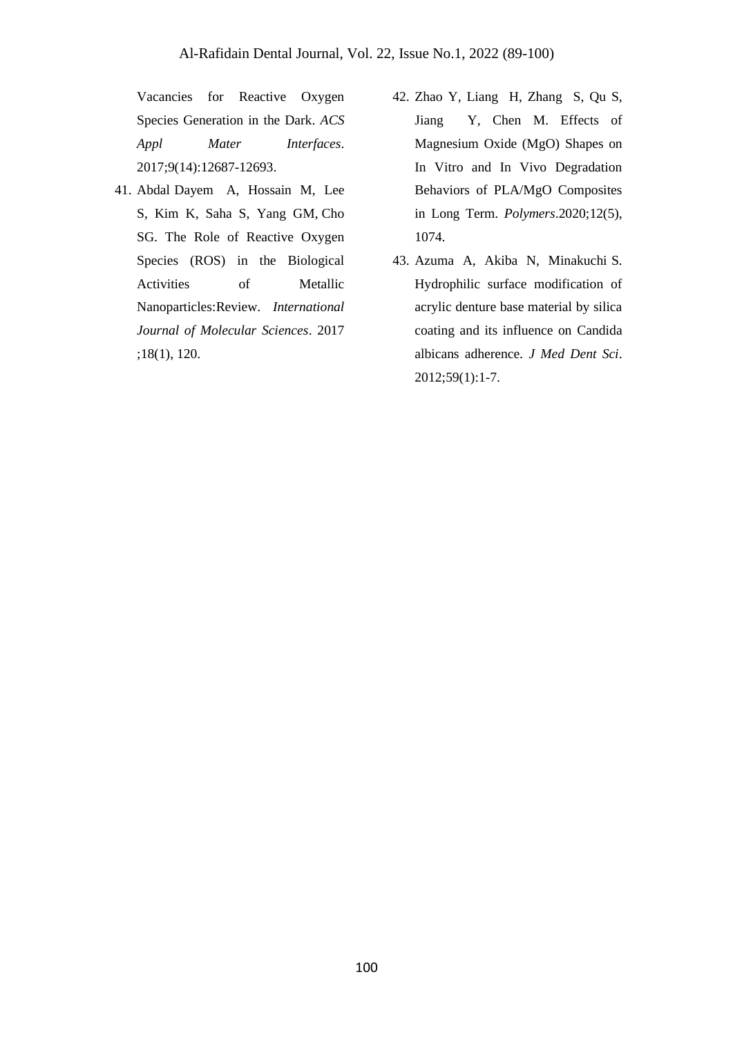Vacancies for Reactive Oxygen Species Generation in the Dark. *ACS Appl Mater Interfaces*. 2017;9(14):12687-12693.

41. Abdal Dayem A, Hossain M, Lee S, Kim K, Saha S, Yang GM, Cho SG. The Role of Reactive Oxygen Species (ROS) in the Biological Activities of Metallic Nanoparticles:Review. *International Journal of Molecular Sciences*. 2017 ;18(1), 120.
42. Zhao Y, Liang H, Zhang S, Qu S, Jiang Y, Chen M. Effects of Magnesium Oxide (MgO) Shapes on In Vitro and In Vivo Degradation Behaviors of PLA/MgO Composites in Long Term. *Polymers*.2020;12(5), 1074.
43. Azuma A, Akiba N, Minakuchi S. Hydrophilic surface modification of acrylic denture base material by silica coating and its influence on Candida albicans adherence. *J Med Dent Sci*. 2012;59(1):1-7.